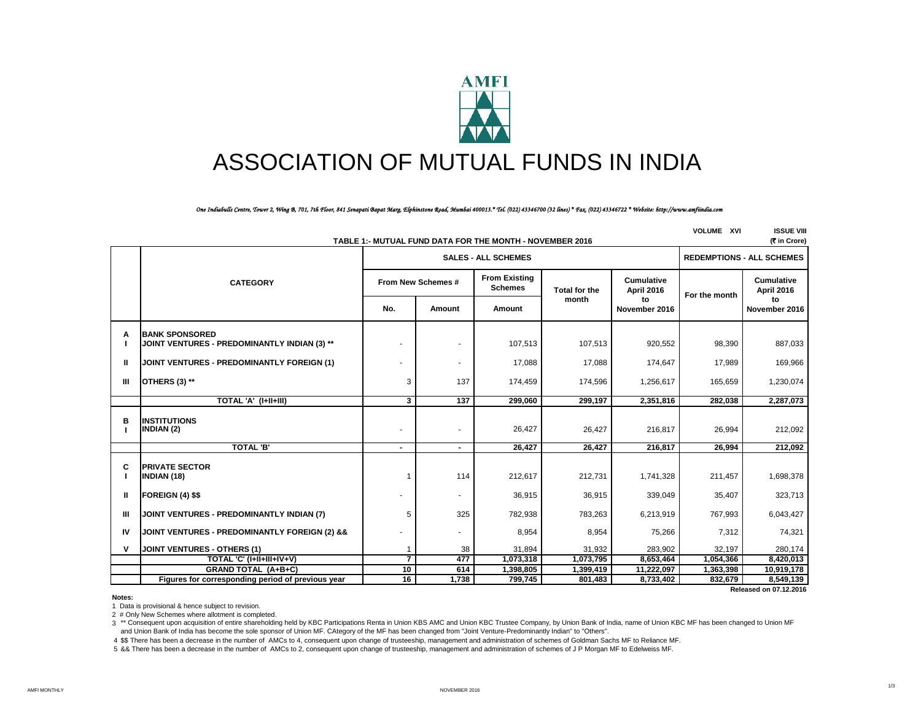# ASSOCIATION OF MUTUAL FUNDS IN INDIA

*One Indiabulls Centre, Tower 2, Wing B, 701, 7th Floor, 841 Senapati Bapat Marg, Elphinstone Road, Mumbai 400013.* Tel. (022) 43346700 (32 lines) * Fax, (022) 43346722 * Website: http://www.amfiindia.com*

VOLUME XVI ISSUE VIII

**TABLE 1:- MUTUAL FUND DATA FOR THE MONTH - NOVEMBER 2016**

(₹ in Crore)

| | CATEGORY | SALES - ALL SCHEMES | | | | | REDEMPTIONS - ALL SCHEMES | |
|---|---|---|---|---|---|---|---|---|
| | | From New Schemes # | | From Existing Schemes | Total for the month | Cumulative April 2016 to November 2016 | For the month | Cumulative April 2016 to November 2016 |
| | | No. | Amount | Amount | | | | |
| A | **BANK SPONSORED** | | | | | | | |
| I | **JOINT VENTURES - PREDOMINANTLY INDIAN (3) \*\*** | - | - | 107,513 | 107,513 | 920,552 | 98,390 | 887,033 |
| II | **JOINT VENTURES - PREDOMINANTLY FOREIGN (1)** | - | - | 17,088 | 17,088 | 174,647 | 17,989 | 169,966 |
| III | **OTHERS (3) \*\*** | 3 | 137 | 174,459 | 174,596 | 1,256,617 | 165,659 | 1,230,074 |
| | **TOTAL 'A' (I+II+III)** | **3** | **137** | **299,060** | **299,197** | **2,351,816** | **282,038** | **2,287,073** |
| B | **INSTITUTIONS** | | | | | | | |
| I | **INDIAN (2)** | - | - | 26,427 | 26,427 | 216,817 | 26,994 | 212,092 |
| | **TOTAL 'B'** | **-** | **-** | **26,427** | **26,427** | **216,817** | **26,994** | **212,092** |
| C | **PRIVATE SECTOR** | | | | | | | |
| I | **INDIAN (18)** | 1 | 114 | 212,617 | 212,731 | 1,741,328 | 211,457 | 1,698,378 |
| II | **FOREIGN (4) $$** | - | - | 36,915 | 36,915 | 339,049 | 35,407 | 323,713 |
| III | **JOINT VENTURES - PREDOMINANTLY INDIAN (7)** | 5 | 325 | 782,938 | 783,263 | 6,213,919 | 767,993 | 6,043,427 |
| IV | **JOINT VENTURES - PREDOMINANTLY FOREIGN (2) &&** | - | - | 8,954 | 8,954 | 75,266 | 7,312 | 74,321 |
| V | **JOINT VENTURES - OTHERS (1)** | 1 | 38 | 31,894 | 31,932 | 283,902 | 32,197 | 280,174 |
| | **TOTAL 'C' (I+II+III+IV+V)** | **7** | **477** | **1,073,318** | **1,073,795** | **8,653,464** | **1,054,366** | **8,420,013** |
| | **GRAND TOTAL (A+B+C)** | **10** | **614** | **1,398,805** | **1,399,419** | **11,222,097** | **1,363,398** | **10,919,178** |
| | **Figures for corresponding period of previous year** | **16** | **1,738** | **799,745** | **801,483** | **8,733,402** | **832,679** | **8,549,139** |

**Released on 07.12.2016**

**Notes:**

1 Data is provisional & hence subject to revision.

2 # Only New Schemes where allotment is completed.

3 ** Consequent upon acquisition of entire shareholding held by KBC Participations Renta in Union KBS AMC and Union KBC Trustee Company, by Union Bank of India, name of Union KBC MF has been changed to Union MF and Union Bank of India has become the sole sponsor of Union MF. CAtegory of the MF has been changed from "Joint Venture-Predominantly Indian" to "Others".

4 $$ There has been a decrease in the number of AMCs to 4, consequent upon change of trusteeship, management and administration of schemes of Goldman Sachs MF to Reliance MF.

5 && There has been a decrease in the number of AMCs to 2, consequent upon change of trusteeship, management and administration of schemes of J P Morgan MF to Edelweiss MF.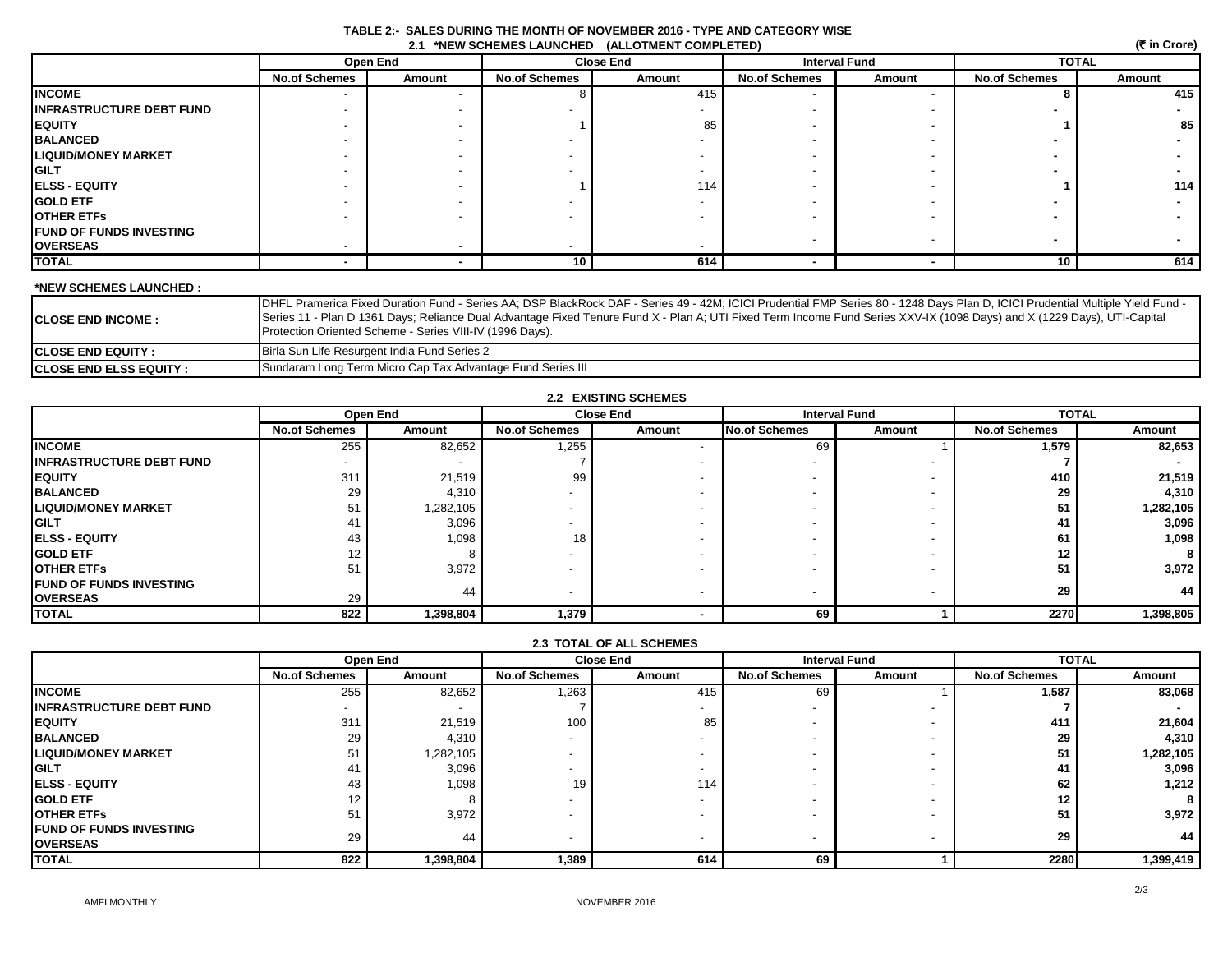# TABLE 2:- SALES DURING THE MONTH OF NOVEMBER 2016 - TYPE AND CATEGORY WISE

## 2.1 *NEW SCHEMES LAUNCHED (ALLOTMENT COMPLETED)

(₹ in Crore)

| | Open End | | Close End | | Interval Fund | | TOTAL | |
|---|---|---|---|---|---|---|---|---|
| | No.of Schemes | Amount | No.of Schemes | Amount | No.of Schemes | Amount | No.of Schemes | Amount |
| **INCOME** | - | - | 8 | 415 | - | - | **8** | **415** |
| **INFRASTRUCTURE DEBT FUND** | - | - | - | - | - | - | **-** | **-** |
| **EQUITY** | - | - | 1 | 85 | - | - | **1** | **85** |
| **BALANCED** | - | - | - | - | - | - | **-** | **-** |
| **LIQUID/MONEY MARKET** | - | - | - | - | - | - | **-** | **-** |
| **GILT** | - | - | - | - | - | - | **-** | **-** |
| **ELSS - EQUITY** | - | - | 1 | 114 | - | - | **1** | **114** |
| **GOLD ETF** | - | - | - | - | - | - | **-** | **-** |
| **OTHER ETFs** | - | - | - | - | - | - | **-** | **-** |
| **FUND OF FUNDS INVESTING OVERSEAS** | - | - | - | - | - | - | **-** | **-** |
| **TOTAL** | **-** | **-** | **10** | **614** | **-** | **-** | **10** | **614** |

**\*NEW SCHEMES LAUNCHED :**

| | |
|---|---|
| **CLOSE END INCOME :** | DHFL Pramerica Fixed Duration Fund - Series AA; DSP BlackRock DAF - Series 49 - 42M; ICICI Prudential FMP Series 80 - 1248 Days Plan D, ICICI Prudential Multiple Yield Fund - Series 11 - Plan D 1361 Days; Reliance Dual Advantage Fixed Tenure Fund X - Plan A; UTI Fixed Term Income Fund Series XXV-IX (1098 Days) and X (1229 Days), UTI-Capital Protection Oriented Scheme - Series VIII-IV (1996 Days). |
| **CLOSE END EQUITY :** | Birla Sun Life Resurgent India Fund Series 2 |
| **CLOSE END ELSS EQUITY :** | Sundaram Long Term Micro Cap Tax Advantage Fund Series III |

## 2.2 EXISTING SCHEMES

| | Open End | | Close End | | Interval Fund | | TOTAL | |
|---|---|---|---|---|---|---|---|---|
| | No.of Schemes | Amount | No.of Schemes | Amount | No.of Schemes | Amount | No.of Schemes | Amount |
| **INCOME** | 255 | 82,652 | 1,255 | - | 69 | 1 | **1,579** | **82,653** |
| **INFRASTRUCTURE DEBT FUND** | - | - | 7 | - | - | - | **7** | **-** |
| **EQUITY** | 311 | 21,519 | 99 | - | - | - | **410** | **21,519** |
| **BALANCED** | 29 | 4,310 | - | - | - | - | **29** | **4,310** |
| **LIQUID/MONEY MARKET** | 51 | 1,282,105 | - | - | - | - | **51** | **1,282,105** |
| **GILT** | 41 | 3,096 | - | - | - | - | **41** | **3,096** |
| **ELSS - EQUITY** | 43 | 1,098 | 18 | - | - | - | **61** | **1,098** |
| **GOLD ETF** | 12 | 8 | - | - | - | - | **12** | **8** |
| **OTHER ETFs** | 51 | 3,972 | - | - | - | - | **51** | **3,972** |
| **FUND OF FUNDS INVESTING OVERSEAS** | 29 | 44 | - | - | - | - | **29** | **44** |
| **TOTAL** | **822** | **1,398,804** | **1,379** | **-** | **69** | **1** | **2270** | **1,398,805** |

## 2.3 TOTAL OF ALL SCHEMES

| | Open End | | Close End | | Interval Fund | | TOTAL | |
|---|---|---|---|---|---|---|---|---|
| | No.of Schemes | Amount | No.of Schemes | Amount | No.of Schemes | Amount | No.of Schemes | Amount |
| **INCOME** | 255 | 82,652 | 1,263 | 415 | 69 | 1 | **1,587** | **83,068** |
| **INFRASTRUCTURE DEBT FUND** | - | - | 7 | - | - | - | **7** | **-** |
| **EQUITY** | 311 | 21,519 | 100 | 85 | - | - | **411** | **21,604** |
| **BALANCED** | 29 | 4,310 | - | - | - | - | **29** | **4,310** |
| **LIQUID/MONEY MARKET** | 51 | 1,282,105 | - | - | - | - | **51** | **1,282,105** |
| **GILT** | 41 | 3,096 | - | - | - | - | **41** | **3,096** |
| **ELSS - EQUITY** | 43 | 1,098 | 19 | 114 | - | - | **62** | **1,212** |
| **GOLD ETF** | 12 | 8 | - | - | - | - | **12** | **8** |
| **OTHER ETFs** | 51 | 3,972 | - | - | - | - | **51** | **3,972** |
| **FUND OF FUNDS INVESTING OVERSEAS** | 29 | 44 | - | - | - | - | **29** | **44** |
| **TOTAL** | **822** | **1,398,804** | **1,389** | **614** | **69** | **1** | **2280** | **1,399,419** |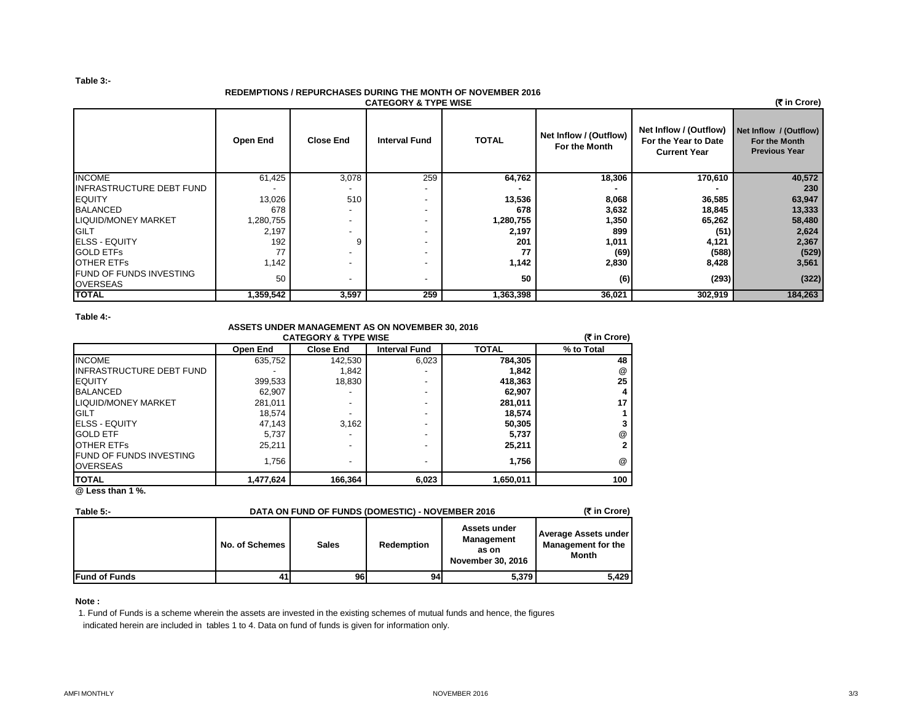**Table 3:-**

**REDEMPTIONS / REPURCHASES DURING THE MONTH OF NOVEMBER 2016**
**CATEGORY & TYPE WISE**

**(₹ in Crore)**

| | Open End | Close End | Interval Fund | TOTAL | Net Inflow / (Outflow) For the Month | Net Inflow / (Outflow) For the Year to Date Current Year | Net Inflow / (Outflow) For the Month Previous Year |
|---|---|---|---|---|---|---|---|
| INCOME | 61,425 | 3,078 | 259 | **64,762** | **18,306** | **170,610** | **40,572** |
| INFRASTRUCTURE DEBT FUND | - | - | - | **-** | **-** | **-** | **230** |
| EQUITY | 13,026 | 510 | - | **13,536** | **8,068** | **36,585** | **63,947** |
| BALANCED | 678 | - | - | **678** | **3,632** | **18,845** | **13,333** |
| LIQUID/MONEY MARKET | 1,280,755 | - | - | **1,280,755** | **1,350** | **65,262** | **58,480** |
| GILT | 2,197 | - | - | **2,197** | **899** | **(51)** | **2,624** |
| ELSS - EQUITY | 192 | 9 | - | **201** | **1,011** | **4,121** | **2,367** |
| GOLD ETFs | 77 | - | - | **77** | **(69)** | **(588)** | **(529)** |
| OTHER ETFs | 1,142 | - | - | **1,142** | **2,830** | **8,428** | **3,561** |
| FUND OF FUNDS INVESTING OVERSEAS | 50 | - | - | **50** | **(6)** | **(293)** | **(322)** |
| **TOTAL** | **1,359,542** | **3,597** | **259** | **1,363,398** | **36,021** | **302,919** | **184,263** |

**Table 4:-**

**ASSETS UNDER MANAGEMENT AS ON NOVEMBER 30, 2016**
**CATEGORY & TYPE WISE**

**(₹ in Crore)**

| | Open End | Close End | Interval Fund | TOTAL | % to Total |
|---|---|---|---|---|---|
| INCOME | 635,752 | 142,530 | 6,023 | **784,305** | **48** |
| INFRASTRUCTURE DEBT FUND | - | 1,842 | - | **1,842** | @ |
| EQUITY | 399,533 | 18,830 | - | **418,363** | **25** |
| BALANCED | 62,907 | - | - | **62,907** | **4** |
| LIQUID/MONEY MARKET | 281,011 | - | - | **281,011** | **17** |
| GILT | 18,574 | - | - | **18,574** | **1** |
| ELSS - EQUITY | 47,143 | 3,162 | - | **50,305** | **3** |
| GOLD ETF | 5,737 | - | - | **5,737** | @ |
| OTHER ETFs | 25,211 | - | - | **25,211** | **2** |
| FUND OF FUNDS INVESTING OVERSEAS | 1,756 | - | - | **1,756** | @ |
| **TOTAL** | **1,477,624** | **166,364** | **6,023** | **1,650,011** | **100** |

**@ Less than 1 %.**

**Table 5:-** **DATA ON FUND OF FUNDS (DOMESTIC) - NOVEMBER 2016** **(₹ in Crore)**

| | No. of Schemes | Sales | Redemption | Assets under Management as on November 30, 2016 | Average Assets under Management for the Month |
|---|---|---|---|---|---|
| **Fund of Funds** | **41** | **96** | **94** | **5,379** | **5,429** |

**Note :**

1. Fund of Funds is a scheme wherein the assets are invested in the existing schemes of mutual funds and hence, the figures indicated herein are included in tables 1 to 4. Data on fund of funds is given for information only.